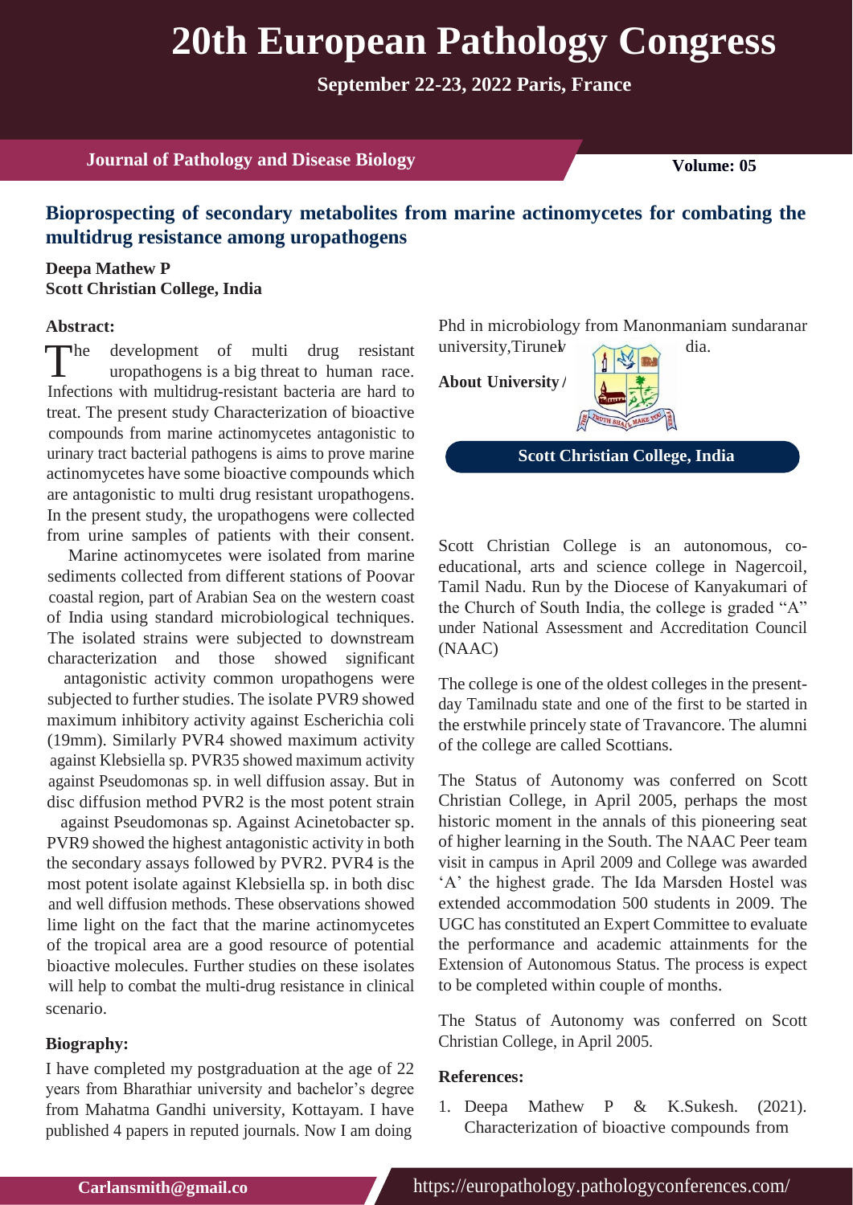# 20th European Pathology Congress

**September 22-23, 2022 Paris, France**

## Bioprospecting of secondary metabolites from marine actinomycetes for combating the multidrug resistance among uropathogens

**Deepa Mathew P**
**Scott Christian College, India**

### Abstract:

The development of multi drug resistant uropathogens is a big threat to human race. Infections with multidrug-resistant bacteria are hard to treat. The present study Characterization of bioactive compounds from marine actinomycetes antagonistic to urinary tract bacterial pathogens is aims to prove marine actinomycetes have some bioactive compounds which are antagonistic to multi drug resistant uropathogens. In the present study, the uropathogens were collected from urine samples of patients with their consent.

Marine actinomycetes were isolated from marine sediments collected from different stations of Poovar coastal region, part of Arabian Sea on the western coast of India using standard microbiological techniques. The isolated strains were subjected to downstream characterization and those showed significant antagonistic activity common uropathogens were subjected to further studies. The isolate PVR9 showed maximum inhibitory activity against Escherichia coli (19mm). Similarly PVR4 showed maximum activity against Klebsiella sp. PVR35 showed maximum activity against Pseudomonas sp. in well diffusion assay. But in disc diffusion method PVR2 is the most potent strain against Pseudomonas sp. Against Acinetobacter sp. PVR9 showed the highest antagonistic activity in both the secondary assays followed by PVR2. PVR4 is the most potent isolate against Klebsiella sp. in both disc and well diffusion methods. These observations showed lime light on the fact that the marine actinomycetes of the tropical area are a good resource of potential bioactive molecules. Further studies on these isolates will help to combat the multi-drug resistance in clinical scenario.

### Biography:

I have completed my postgraduation at the age of 22 years from Bharathiar university and bachelor's degree from Mahatma Gandhi university, Kottayam. I have published 4 papers in reputed journals. Now I am doing Phd in microbiology from Manonmaniam sundaranar university,Tirunel dia.

**About University /**

**Scott Christian College, India**

Scott Christian College is an autonomous, co-educational, arts and science college in Nagercoil, Tamil Nadu. Run by the Diocese of Kanyakumari of the Church of South India, the college is graded "A" under National Assessment and Accreditation Council (NAAC)

The college is one of the oldest colleges in the present-day Tamilnadu state and one of the first to be started in the erstwhile princely state of Travancore. The alumni of the college are called Scottians.

The Status of Autonomy was conferred on Scott Christian College, in April 2005, perhaps the most historic moment in the annals of this pioneering seat of higher learning in the South. The NAAC Peer team visit in campus in April 2009 and College was awarded 'A' the highest grade. The Ida Marsden Hostel was extended accommodation 500 students in 2009. The UGC has constituted an Expert Committee to evaluate the performance and academic attainments for the Extension of Autonomous Status. The process is expect to be completed within couple of months.

The Status of Autonomy was conferred on Scott Christian College, in April 2005.

### References:

1. Deepa Mathew P & K.Sukesh. (2021). Characterization of bioactive compounds from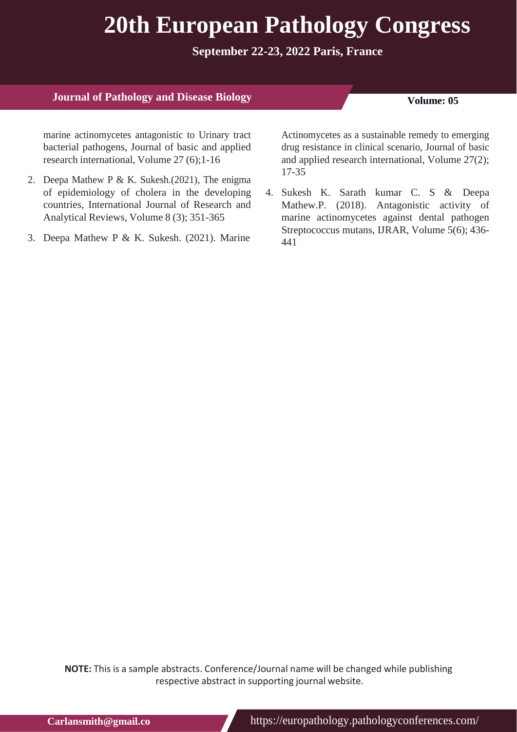marine actinomycetes antagonistic to Urinary tract bacterial pathogens, Journal of basic and applied research international, Volume 27 (6);1-16

2. Deepa Mathew P & K. Sukesh.(2021), The enigma of epidemiology of cholera in the developing countries, International Journal of Research and Analytical Reviews, Volume 8 (3); 351-365
3. Deepa Mathew P & K. Sukesh. (2021). Marine Actinomycetes as a sustainable remedy to emerging drug resistance in clinical scenario, Journal of basic and applied research international, Volume 27(2); 17-35
4. Sukesh K. Sarath kumar C. S & Deepa Mathew.P. (2018). Antagonistic activity of marine actinomycetes against dental pathogen Streptococcus mutans, IJRAR, Volume 5(6); 436-441

**NOTE:** This is a sample abstracts. Conference/Journal name will be changed while publishing respective abstract in supporting journal website.